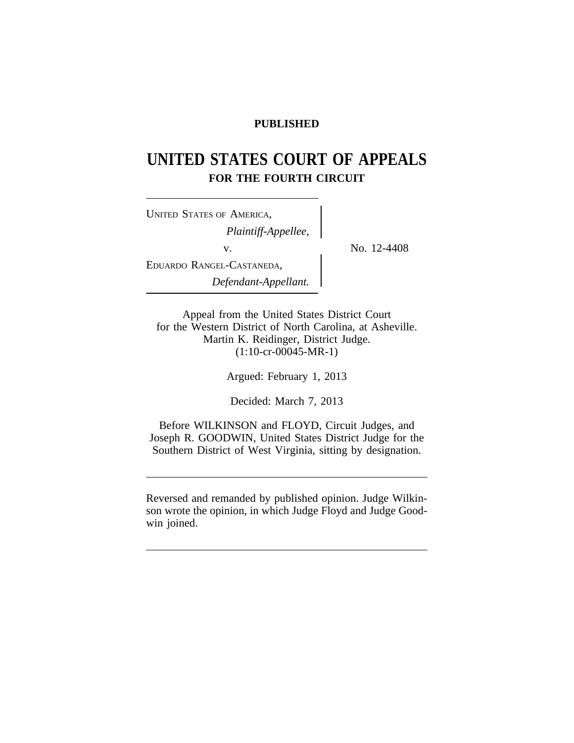**PUBLISHED**

# UNITED STATES COURT OF APPEALS
## FOR THE FOURTH CIRCUIT

UNITED STATES OF AMERICA,
*Plaintiff-Appellee,*

v.

EDUARDO RANGEL-CASTANEDA,
*Defendant-Appellant.*

No. 12-4408

Appeal from the United States District Court
for the Western District of North Carolina, at Asheville.
Martin K. Reidinger, District Judge.
(1:10-cr-00045-MR-1)

Argued: February 1, 2013

Decided: March 7, 2013

Before WILKINSON and FLOYD, Circuit Judges, and
Joseph R. GOODWIN, United States District Judge for the
Southern District of West Virginia, sitting by designation.

---

Reversed and remanded by published opinion. Judge Wilkinson wrote the opinion, in which Judge Floyd and Judge Goodwin joined.

---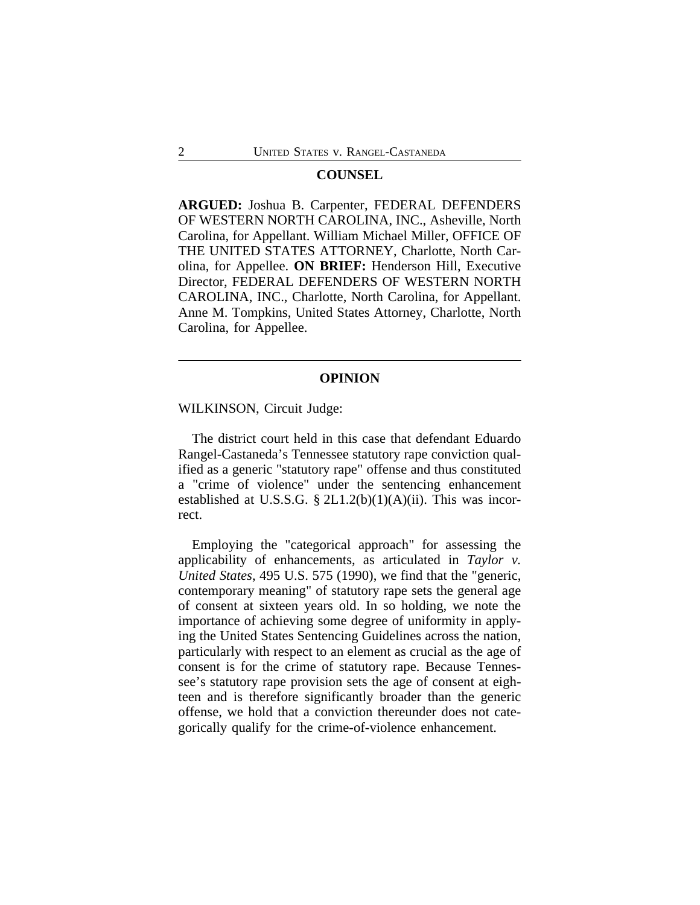## COUNSEL

**ARGUED:** Joshua B. Carpenter, FEDERAL DEFENDERS OF WESTERN NORTH CAROLINA, INC., Asheville, North Carolina, for Appellant. William Michael Miller, OFFICE OF THE UNITED STATES ATTORNEY, Charlotte, North Carolina, for Appellee. **ON BRIEF:** Henderson Hill, Executive Director, FEDERAL DEFENDERS OF WESTERN NORTH CAROLINA, INC., Charlotte, North Carolina, for Appellant. Anne M. Tompkins, United States Attorney, Charlotte, North Carolina, for Appellee.

---

## OPINION

WILKINSON, Circuit Judge:

The district court held in this case that defendant Eduardo Rangel-Castaneda's Tennessee statutory rape conviction qualified as a generic "statutory rape" offense and thus constituted a "crime of violence" under the sentencing enhancement established at U.S.S.G. § 2L1.2(b)(1)(A)(ii). This was incorrect.

Employing the "categorical approach" for assessing the applicability of enhancements, as articulated in *Taylor v. United States*, 495 U.S. 575 (1990), we find that the "generic, contemporary meaning" of statutory rape sets the general age of consent at sixteen years old. In so holding, we note the importance of achieving some degree of uniformity in applying the United States Sentencing Guidelines across the nation, particularly with respect to an element as crucial as the age of consent is for the crime of statutory rape. Because Tennessee's statutory rape provision sets the age of consent at eighteen and is therefore significantly broader than the generic offense, we hold that a conviction thereunder does not categorically qualify for the crime-of-violence enhancement.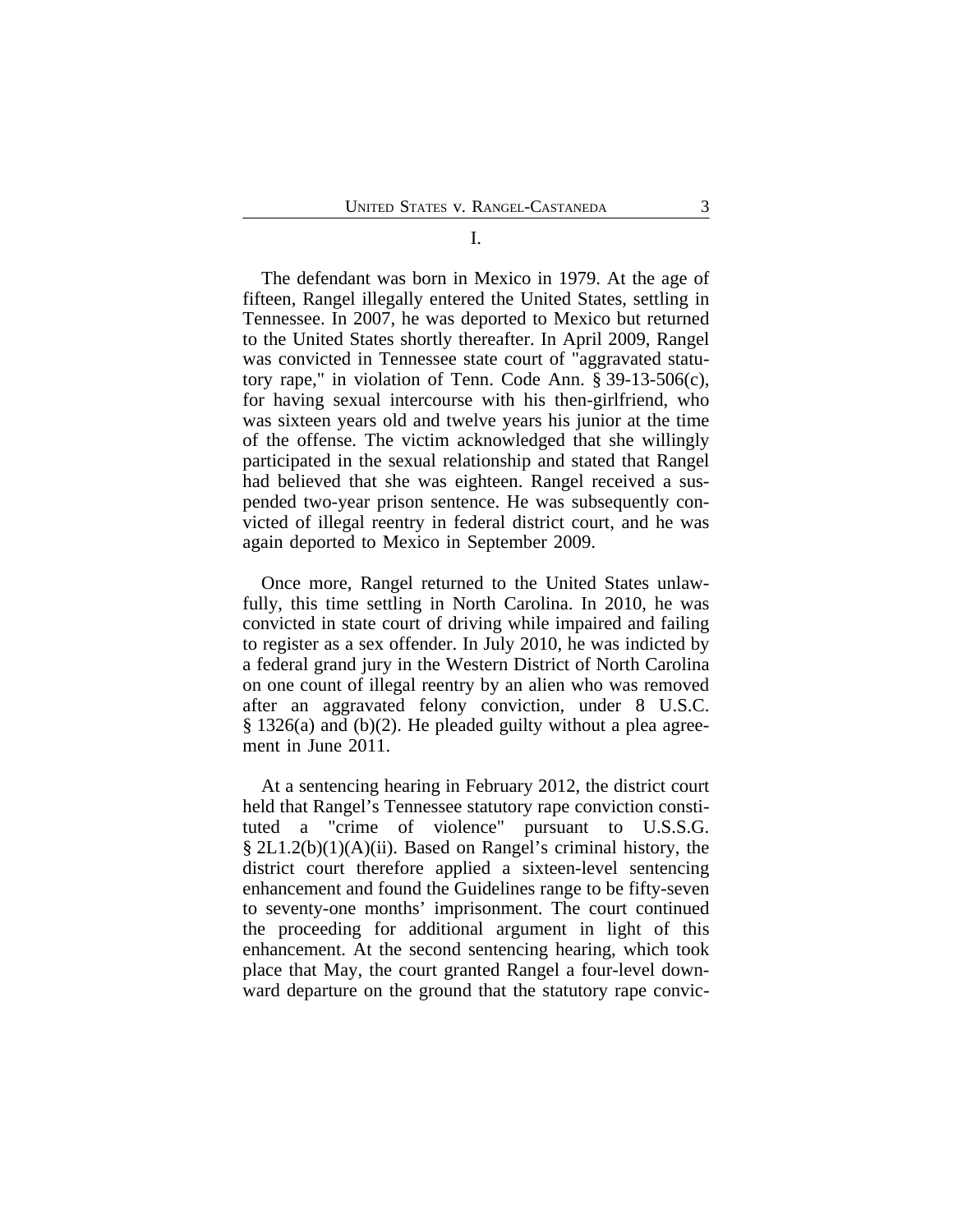I.

The defendant was born in Mexico in 1979. At the age of fifteen, Rangel illegally entered the United States, settling in Tennessee. In 2007, he was deported to Mexico but returned to the United States shortly thereafter. In April 2009, Rangel was convicted in Tennessee state court of "aggravated statutory rape," in violation of Tenn. Code Ann. § 39-13-506(c), for having sexual intercourse with his then-girlfriend, who was sixteen years old and twelve years his junior at the time of the offense. The victim acknowledged that she willingly participated in the sexual relationship and stated that Rangel had believed that she was eighteen. Rangel received a suspended two-year prison sentence. He was subsequently convicted of illegal reentry in federal district court, and he was again deported to Mexico in September 2009.

Once more, Rangel returned to the United States unlawfully, this time settling in North Carolina. In 2010, he was convicted in state court of driving while impaired and failing to register as a sex offender. In July 2010, he was indicted by a federal grand jury in the Western District of North Carolina on one count of illegal reentry by an alien who was removed after an aggravated felony conviction, under 8 U.S.C. § 1326(a) and (b)(2). He pleaded guilty without a plea agreement in June 2011.

At a sentencing hearing in February 2012, the district court held that Rangel's Tennessee statutory rape conviction constituted a "crime of violence" pursuant to U.S.S.G. § 2L1.2(b)(1)(A)(ii). Based on Rangel's criminal history, the district court therefore applied a sixteen-level sentencing enhancement and found the Guidelines range to be fifty-seven to seventy-one months' imprisonment. The court continued the proceeding for additional argument in light of this enhancement. At the second sentencing hearing, which took place that May, the court granted Rangel a four-level downward departure on the ground that the statutory rape convic-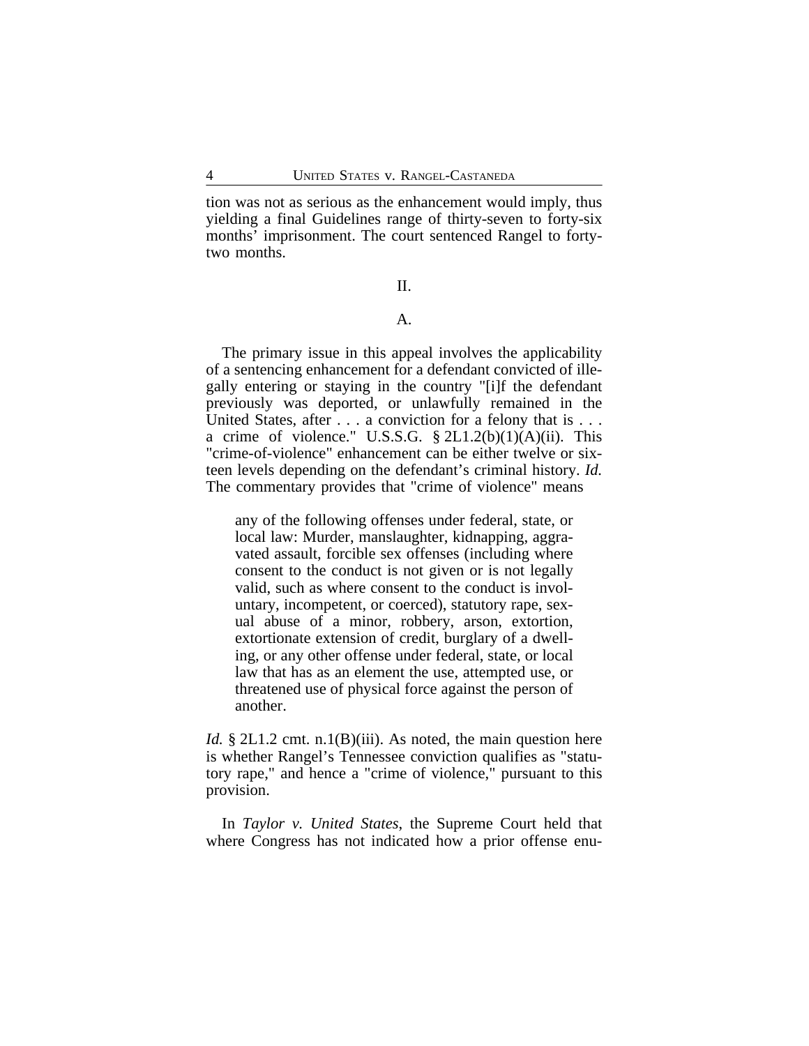tion was not as serious as the enhancement would imply, thus yielding a final Guidelines range of thirty-seven to forty-six months' imprisonment. The court sentenced Rangel to forty-two months.

## II.

### A.

The primary issue in this appeal involves the applicability of a sentencing enhancement for a defendant convicted of illegally entering or staying in the country "[i]f the defendant previously was deported, or unlawfully remained in the United States, after . . . a conviction for a felony that is . . . a crime of violence." U.S.S.G. § 2L1.2(b)(1)(A)(ii). This "crime-of-violence" enhancement can be either twelve or sixteen levels depending on the defendant's criminal history. *Id.* The commentary provides that "crime of violence" means

> any of the following offenses under federal, state, or local law: Murder, manslaughter, kidnapping, aggravated assault, forcible sex offenses (including where consent to the conduct is not given or is not legally valid, such as where consent to the conduct is involuntary, incompetent, or coerced), statutory rape, sexual abuse of a minor, robbery, arson, extortion, extortionate extension of credit, burglary of a dwelling, or any other offense under federal, state, or local law that has as an element the use, attempted use, or threatened use of physical force against the person of another.

*Id.* § 2L1.2 cmt. n.1(B)(iii). As noted, the main question here is whether Rangel's Tennessee conviction qualifies as "statutory rape," and hence a "crime of violence," pursuant to this provision.

In *Taylor v. United States*, the Supreme Court held that where Congress has not indicated how a prior offense enu-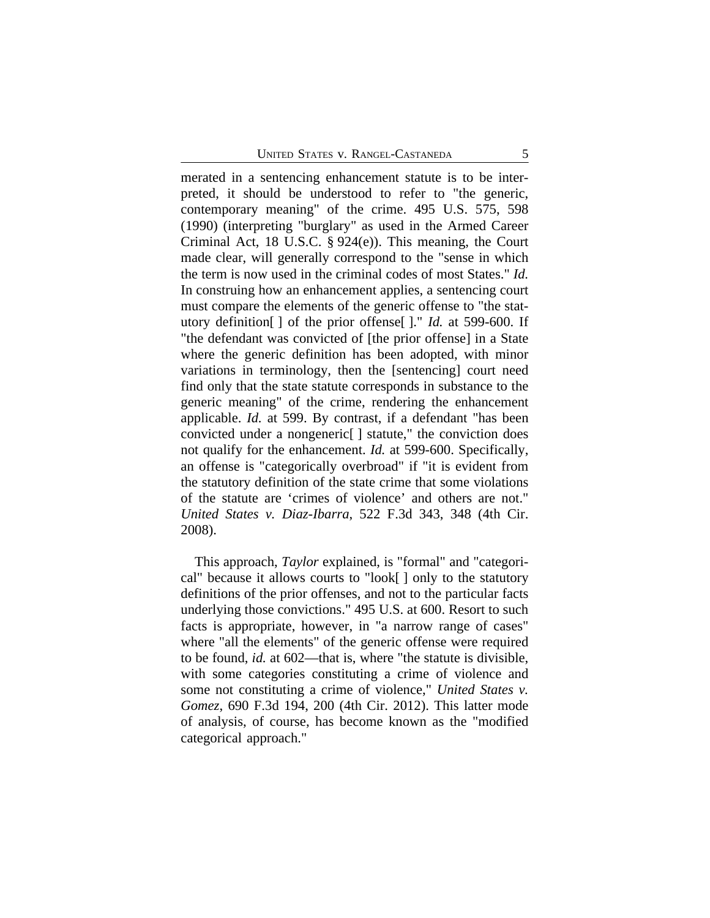merated in a sentencing enhancement statute is to be interpreted, it should be understood to refer to "the generic, contemporary meaning" of the crime. 495 U.S. 575, 598 (1990) (interpreting "burglary" as used in the Armed Career Criminal Act, 18 U.S.C. § 924(e)). This meaning, the Court made clear, will generally correspond to the "sense in which the term is now used in the criminal codes of most States." *Id.* In construing how an enhancement applies, a sentencing court must compare the elements of the generic offense to "the statutory definition[ ] of the prior offense[ ]." *Id.* at 599-600. If "the defendant was convicted of [the prior offense] in a State where the generic definition has been adopted, with minor variations in terminology, then the [sentencing] court need find only that the state statute corresponds in substance to the generic meaning" of the crime, rendering the enhancement applicable. *Id.* at 599. By contrast, if a defendant "has been convicted under a nongeneric[ ] statute," the conviction does not qualify for the enhancement. *Id.* at 599-600. Specifically, an offense is "categorically overbroad" if "it is evident from the statutory definition of the state crime that some violations of the statute are 'crimes of violence' and others are not." *United States v. Diaz-Ibarra*, 522 F.3d 343, 348 (4th Cir. 2008).

This approach, *Taylor* explained, is "formal" and "categorical" because it allows courts to "look[ ] only to the statutory definitions of the prior offenses, and not to the particular facts underlying those convictions." 495 U.S. at 600. Resort to such facts is appropriate, however, in "a narrow range of cases" where "all the elements" of the generic offense were required to be found, *id.* at 602—that is, where "the statute is divisible, with some categories constituting a crime of violence and some not constituting a crime of violence," *United States v. Gomez*, 690 F.3d 194, 200 (4th Cir. 2012). This latter mode of analysis, of course, has become known as the "modified categorical approach."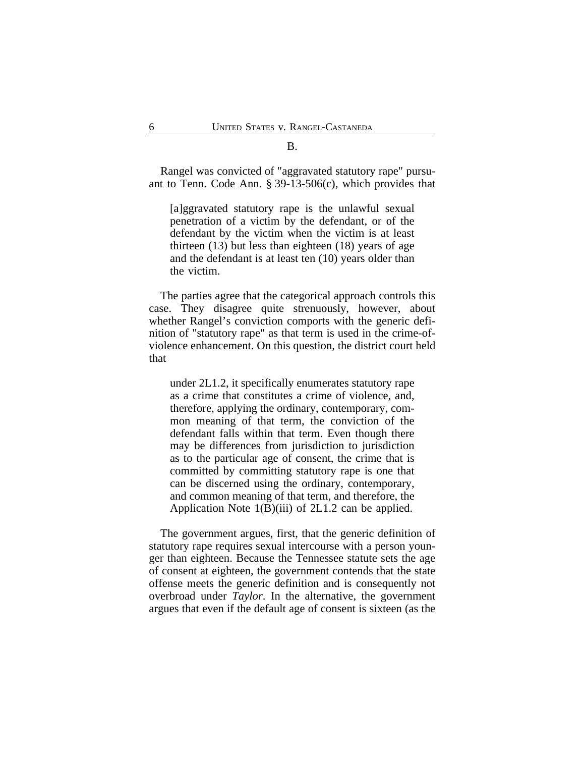B.

Rangel was convicted of "aggravated statutory rape" pursuant to Tenn. Code Ann. § 39-13-506(c), which provides that

> [a]ggravated statutory rape is the unlawful sexual penetration of a victim by the defendant, or of the defendant by the victim when the victim is at least thirteen (13) but less than eighteen (18) years of age and the defendant is at least ten (10) years older than the victim.

The parties agree that the categorical approach controls this case. They disagree quite strenuously, however, about whether Rangel's conviction comports with the generic definition of "statutory rape" as that term is used in the crime-of-violence enhancement. On this question, the district court held that

> under 2L1.2, it specifically enumerates statutory rape as a crime that constitutes a crime of violence, and, therefore, applying the ordinary, contemporary, common meaning of that term, the conviction of the defendant falls within that term. Even though there may be differences from jurisdiction to jurisdiction as to the particular age of consent, the crime that is committed by committing statutory rape is one that can be discerned using the ordinary, contemporary, and common meaning of that term, and therefore, the Application Note 1(B)(iii) of 2L1.2 can be applied.

The government argues, first, that the generic definition of statutory rape requires sexual intercourse with a person younger than eighteen. Because the Tennessee statute sets the age of consent at eighteen, the government contends that the state offense meets the generic definition and is consequently not overbroad under *Taylor*. In the alternative, the government argues that even if the default age of consent is sixteen (as the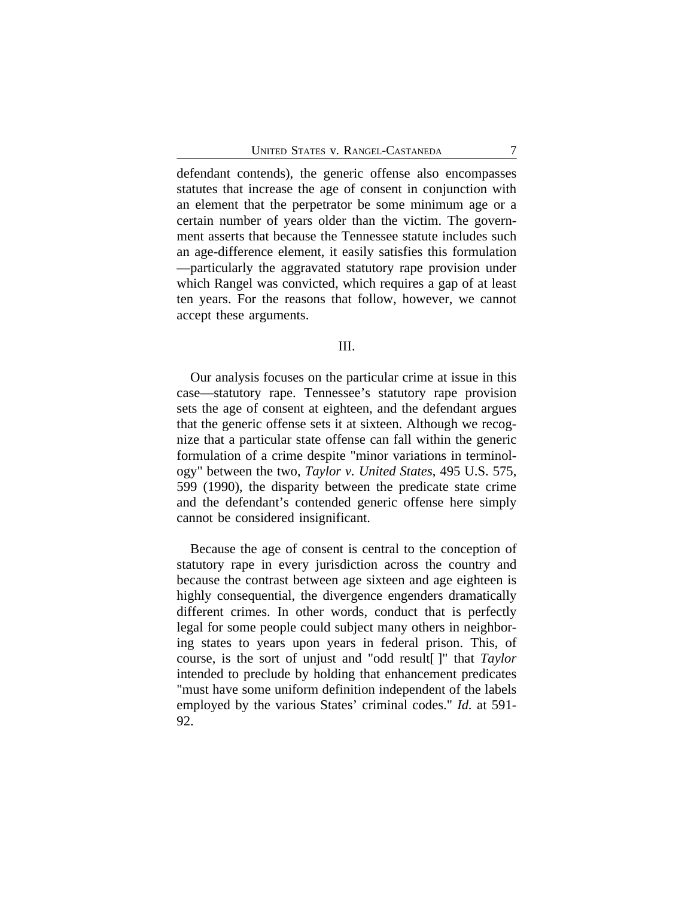defendant contends), the generic offense also encompasses statutes that increase the age of consent in conjunction with an element that the perpetrator be some minimum age or a certain number of years older than the victim. The government asserts that because the Tennessee statute includes such an age-difference element, it easily satisfies this formulation —particularly the aggravated statutory rape provision under which Rangel was convicted, which requires a gap of at least ten years. For the reasons that follow, however, we cannot accept these arguments.

## III.

Our analysis focuses on the particular crime at issue in this case—statutory rape. Tennessee's statutory rape provision sets the age of consent at eighteen, and the defendant argues that the generic offense sets it at sixteen. Although we recognize that a particular state offense can fall within the generic formulation of a crime despite "minor variations in terminology" between the two, *Taylor v. United States*, 495 U.S. 575, 599 (1990), the disparity between the predicate state crime and the defendant's contended generic offense here simply cannot be considered insignificant.

Because the age of consent is central to the conception of statutory rape in every jurisdiction across the country and because the contrast between age sixteen and age eighteen is highly consequential, the divergence engenders dramatically different crimes. In other words, conduct that is perfectly legal for some people could subject many others in neighboring states to years upon years in federal prison. This, of course, is the sort of unjust and "odd result[ ]" that *Taylor* intended to preclude by holding that enhancement predicates "must have some uniform definition independent of the labels employed by the various States' criminal codes." *Id.* at 591-92.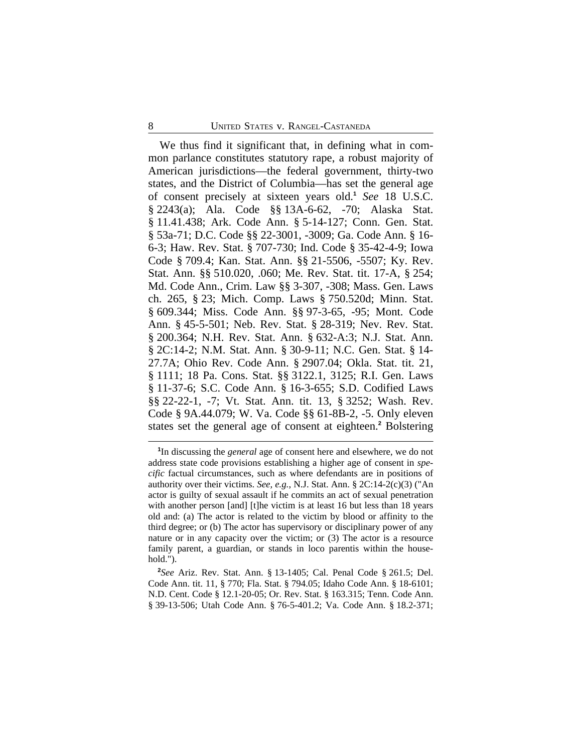We thus find it significant that, in defining what in common parlance constitutes statutory rape, a robust majority of American jurisdictions—the federal government, thirty-two states, and the District of Columbia—has set the general age of consent precisely at sixteen years old.[1] *See* 18 U.S.C. § 2243(a); Ala. Code §§ 13A-6-62, -70; Alaska Stat. § 11.41.438; Ark. Code Ann. § 5-14-127; Conn. Gen. Stat. § 53a-71; D.C. Code §§ 22-3001, -3009; Ga. Code Ann. § 16-6-3; Haw. Rev. Stat. § 707-730; Ind. Code § 35-42-4-9; Iowa Code § 709.4; Kan. Stat. Ann. §§ 21-5506, -5507; Ky. Rev. Stat. Ann. §§ 510.020, .060; Me. Rev. Stat. tit. 17-A, § 254; Md. Code Ann., Crim. Law §§ 3-307, -308; Mass. Gen. Laws ch. 265, § 23; Mich. Comp. Laws § 750.520d; Minn. Stat. § 609.344; Miss. Code Ann. §§ 97-3-65, -95; Mont. Code Ann. § 45-5-501; Neb. Rev. Stat. § 28-319; Nev. Rev. Stat. § 200.364; N.H. Rev. Stat. Ann. § 632-A:3; N.J. Stat. Ann. § 2C:14-2; N.M. Stat. Ann. § 30-9-11; N.C. Gen. Stat. § 14-27.7A; Ohio Rev. Code Ann. § 2907.04; Okla. Stat. tit. 21, § 1111; 18 Pa. Cons. Stat. §§ 3122.1, 3125; R.I. Gen. Laws § 11-37-6; S.C. Code Ann. § 16-3-655; S.D. Codified Laws §§ 22-22-1, -7; Vt. Stat. Ann. tit. 13, § 3252; Wash. Rev. Code § 9A.44.079; W. Va. Code §§ 61-8B-2, -5. Only eleven states set the general age of consent at eighteen.[2] Bolstering

[1]In discussing the *general* age of consent here and elsewhere, we do not address state code provisions establishing a higher age of consent in *specific* factual circumstances, such as where defendants are in positions of authority over their victims. *See, e.g.*, N.J. Stat. Ann. § 2C:14-2(c)(3) ("An actor is guilty of sexual assault if he commits an act of sexual penetration with another person [and] [t]he victim is at least 16 but less than 18 years old and: (a) The actor is related to the victim by blood or affinity to the third degree; or (b) The actor has supervisory or disciplinary power of any nature or in any capacity over the victim; or (3) The actor is a resource family parent, a guardian, or stands in loco parentis within the household.").

[2]*See* Ariz. Rev. Stat. Ann. § 13-1405; Cal. Penal Code § 261.5; Del. Code Ann. tit. 11, § 770; Fla. Stat. § 794.05; Idaho Code Ann. § 18-6101; N.D. Cent. Code § 12.1-20-05; Or. Rev. Stat. § 163.315; Tenn. Code Ann. § 39-13-506; Utah Code Ann. § 76-5-401.2; Va. Code Ann. § 18.2-371;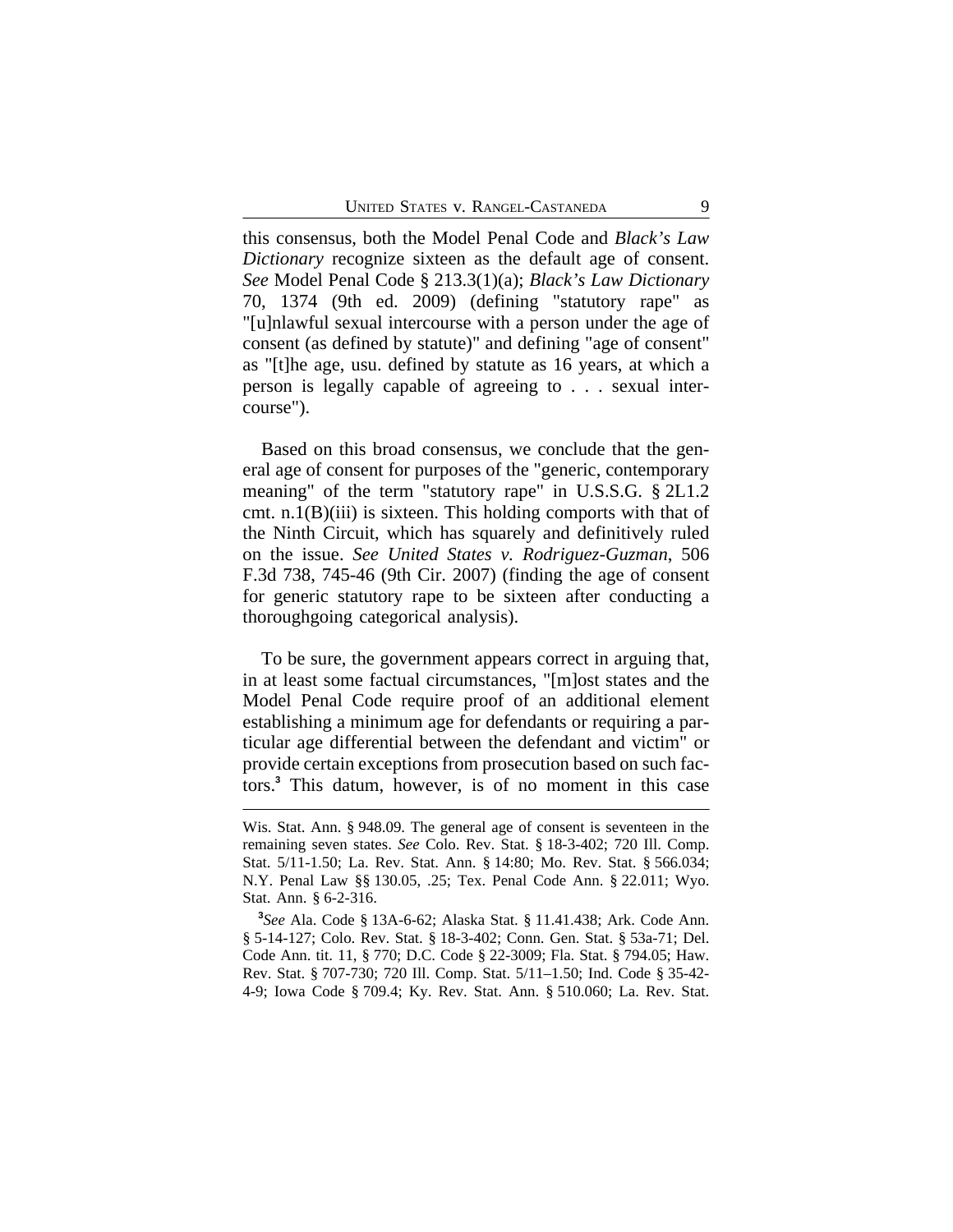this consensus, both the Model Penal Code and *Black's Law Dictionary* recognize sixteen as the default age of consent. *See* Model Penal Code § 213.3(1)(a); *Black's Law Dictionary* 70, 1374 (9th ed. 2009) (defining "statutory rape" as "[u]nlawful sexual intercourse with a person under the age of consent (as defined by statute)" and defining "age of consent" as "[t]he age, usu. defined by statute as 16 years, at which a person is legally capable of agreeing to . . . sexual intercourse").

Based on this broad consensus, we conclude that the general age of consent for purposes of the "generic, contemporary meaning" of the term "statutory rape" in U.S.S.G. § 2L1.2 cmt. n.1(B)(iii) is sixteen. This holding comports with that of the Ninth Circuit, which has squarely and definitively ruled on the issue. *See United States v. Rodriguez-Guzman*, 506 F.3d 738, 745-46 (9th Cir. 2007) (finding the age of consent for generic statutory rape to be sixteen after conducting a thoroughgoing categorical analysis).

To be sure, the government appears correct in arguing that, in at least some factual circumstances, "[m]ost states and the Model Penal Code require proof of an additional element establishing a minimum age for defendants or requiring a particular age differential between the defendant and victim" or provide certain exceptions from prosecution based on such factors.[3] This datum, however, is of no moment in this case

---

Wis. Stat. Ann. § 948.09. The general age of consent is seventeen in the remaining seven states. *See* Colo. Rev. Stat. § 18-3-402; 720 Ill. Comp. Stat. 5/11-1.50; La. Rev. Stat. Ann. § 14:80; Mo. Rev. Stat. § 566.034; N.Y. Penal Law §§ 130.05, .25; Tex. Penal Code Ann. § 22.011; Wyo. Stat. Ann. § 6-2-316.

[3] *See* Ala. Code § 13A-6-62; Alaska Stat. § 11.41.438; Ark. Code Ann. § 5-14-127; Colo. Rev. Stat. § 18-3-402; Conn. Gen. Stat. § 53a-71; Del. Code Ann. tit. 11, § 770; D.C. Code § 22-3009; Fla. Stat. § 794.05; Haw. Rev. Stat. § 707-730; 720 Ill. Comp. Stat. 5/11–1.50; Ind. Code § 35-42-4-9; Iowa Code § 709.4; Ky. Rev. Stat. Ann. § 510.060; La. Rev. Stat.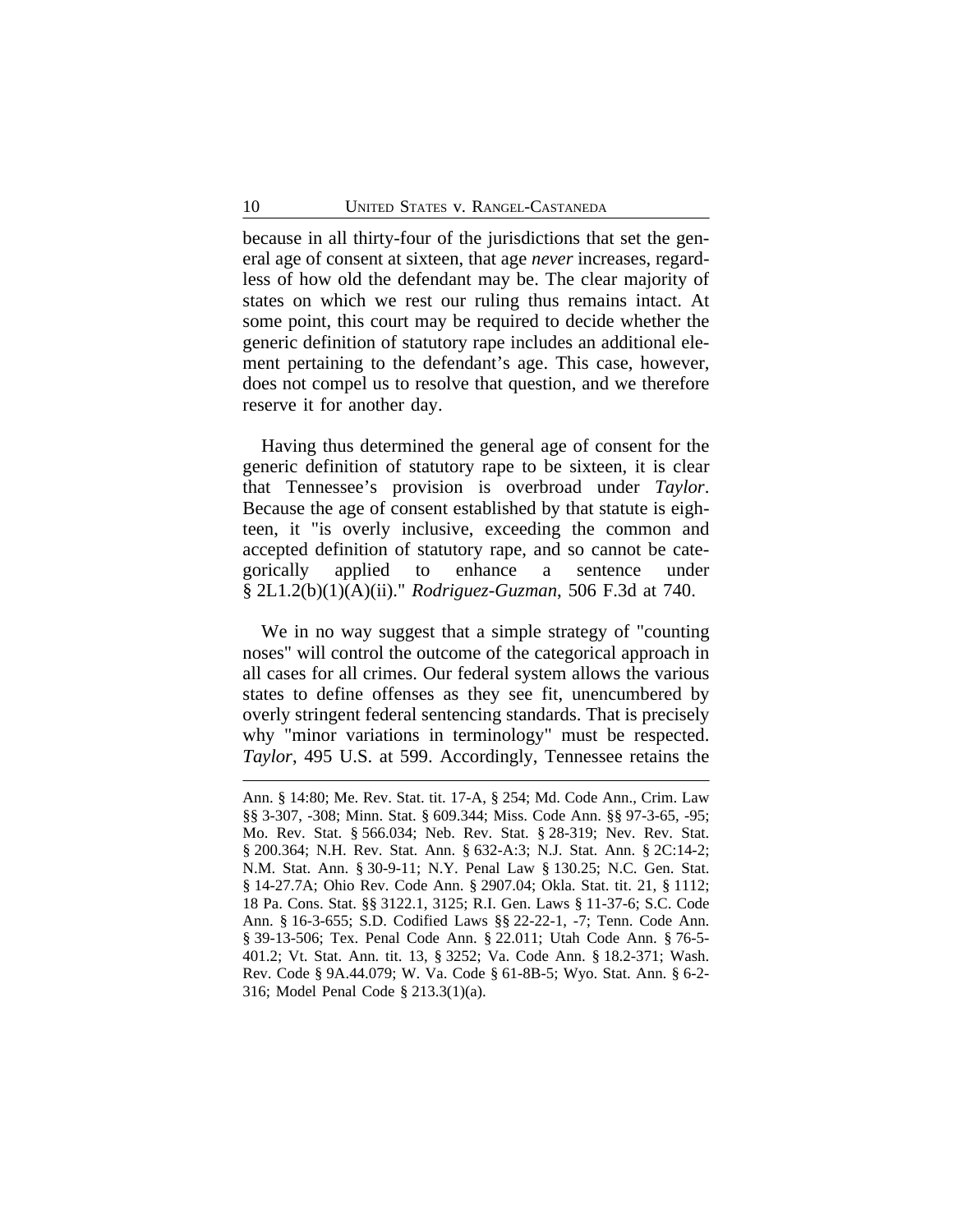because in all thirty-four of the jurisdictions that set the general age of consent at sixteen, that age *never* increases, regardless of how old the defendant may be. The clear majority of states on which we rest our ruling thus remains intact. At some point, this court may be required to decide whether the generic definition of statutory rape includes an additional element pertaining to the defendant's age. This case, however, does not compel us to resolve that question, and we therefore reserve it for another day.

Having thus determined the general age of consent for the generic definition of statutory rape to be sixteen, it is clear that Tennessee's provision is overbroad under *Taylor*. Because the age of consent established by that statute is eighteen, it "is overly inclusive, exceeding the common and accepted definition of statutory rape, and so cannot be categorically applied to enhance a sentence under § 2L1.2(b)(1)(A)(ii)." *Rodriguez-Guzman*, 506 F.3d at 740.

We in no way suggest that a simple strategy of "counting noses" will control the outcome of the categorical approach in all cases for all crimes. Our federal system allows the various states to define offenses as they see fit, unencumbered by overly stringent federal sentencing standards. That is precisely why "minor variations in terminology" must be respected. *Taylor*, 495 U.S. at 599. Accordingly, Tennessee retains the

---

Ann. § 14:80; Me. Rev. Stat. tit. 17-A, § 254; Md. Code Ann., Crim. Law §§ 3-307, -308; Minn. Stat. § 609.344; Miss. Code Ann. §§ 97-3-65, -95; Mo. Rev. Stat. § 566.034; Neb. Rev. Stat. § 28-319; Nev. Rev. Stat. § 200.364; N.H. Rev. Stat. Ann. § 632-A:3; N.J. Stat. Ann. § 2C:14-2; N.M. Stat. Ann. § 30-9-11; N.Y. Penal Law § 130.25; N.C. Gen. Stat. § 14-27.7A; Ohio Rev. Code Ann. § 2907.04; Okla. Stat. tit. 21, § 1112; 18 Pa. Cons. Stat. §§ 3122.1, 3125; R.I. Gen. Laws § 11-37-6; S.C. Code Ann. § 16-3-655; S.D. Codified Laws §§ 22-22-1, -7; Tenn. Code Ann. § 39-13-506; Tex. Penal Code Ann. § 22.011; Utah Code Ann. § 76-5-401.2; Vt. Stat. Ann. tit. 13, § 3252; Va. Code Ann. § 18.2-371; Wash. Rev. Code § 9A.44.079; W. Va. Code § 61-8B-5; Wyo. Stat. Ann. § 6-2-316; Model Penal Code § 213.3(1)(a).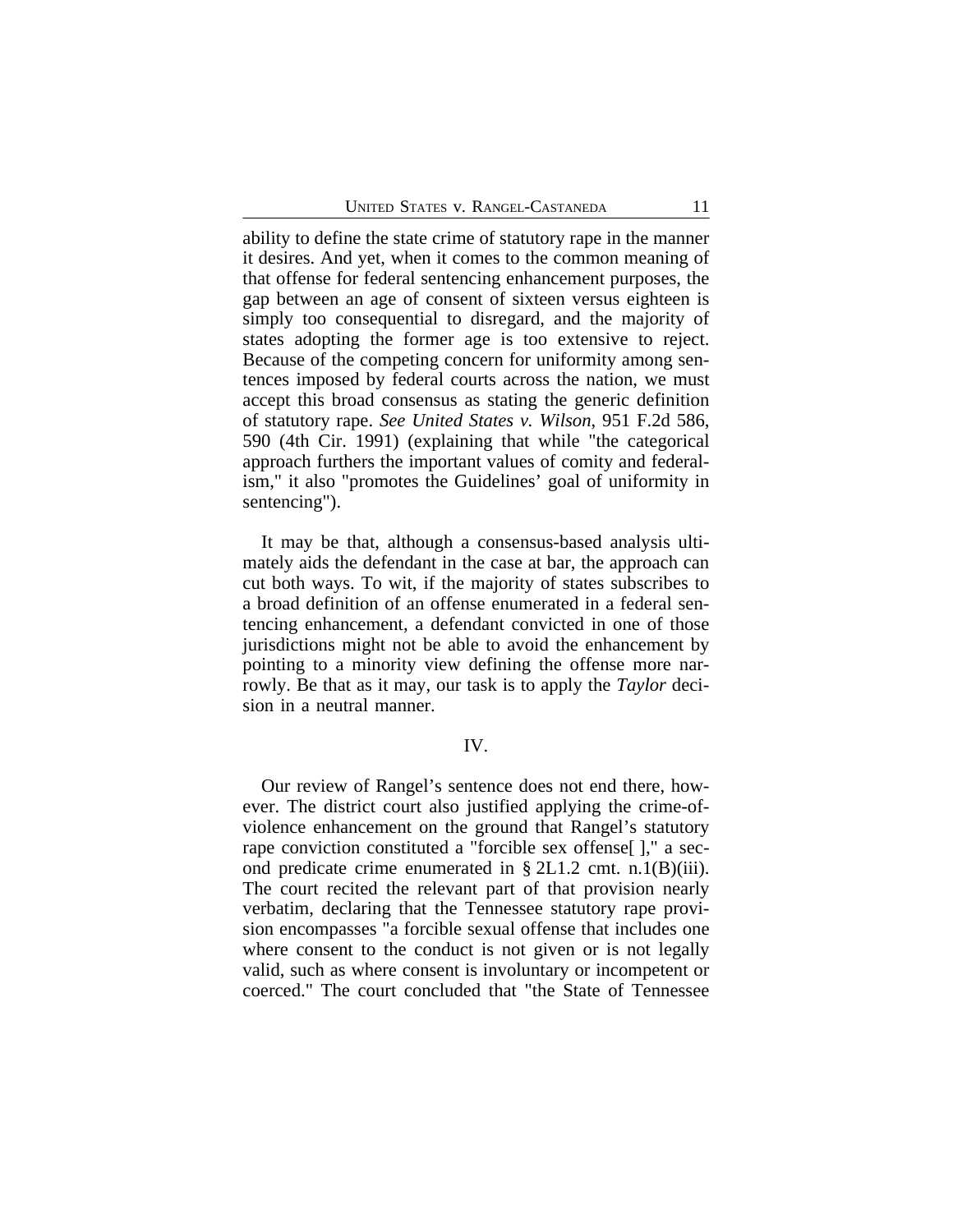ability to define the state crime of statutory rape in the manner it desires. And yet, when it comes to the common meaning of that offense for federal sentencing enhancement purposes, the gap between an age of consent of sixteen versus eighteen is simply too consequential to disregard, and the majority of states adopting the former age is too extensive to reject. Because of the competing concern for uniformity among sentences imposed by federal courts across the nation, we must accept this broad consensus as stating the generic definition of statutory rape. *See United States v. Wilson*, 951 F.2d 586, 590 (4th Cir. 1991) (explaining that while "the categorical approach furthers the important values of comity and federalism," it also "promotes the Guidelines' goal of uniformity in sentencing").

It may be that, although a consensus-based analysis ultimately aids the defendant in the case at bar, the approach can cut both ways. To wit, if the majority of states subscribes to a broad definition of an offense enumerated in a federal sentencing enhancement, a defendant convicted in one of those jurisdictions might not be able to avoid the enhancement by pointing to a minority view defining the offense more narrowly. Be that as it may, our task is to apply the *Taylor* decision in a neutral manner.

## IV.

Our review of Rangel's sentence does not end there, however. The district court also justified applying the crime-of-violence enhancement on the ground that Rangel's statutory rape conviction constituted a "forcible sex offense[ ]," a second predicate crime enumerated in § 2L1.2 cmt. n.1(B)(iii). The court recited the relevant part of that provision nearly verbatim, declaring that the Tennessee statutory rape provision encompasses "a forcible sexual offense that includes one where consent to the conduct is not given or is not legally valid, such as where consent is involuntary or incompetent or coerced." The court concluded that "the State of Tennessee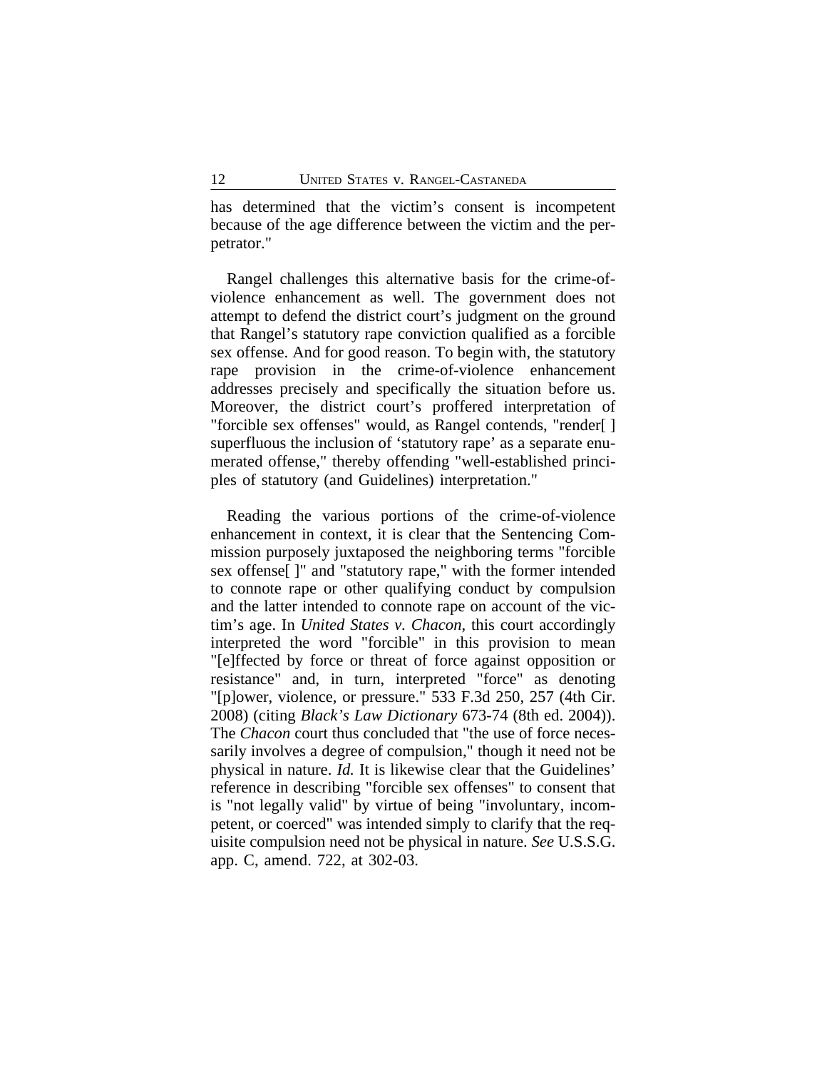has determined that the victim's consent is incompetent because of the age difference between the victim and the perpetrator."

Rangel challenges this alternative basis for the crime-of-violence enhancement as well. The government does not attempt to defend the district court's judgment on the ground that Rangel's statutory rape conviction qualified as a forcible sex offense. And for good reason. To begin with, the statutory rape provision in the crime-of-violence enhancement addresses precisely and specifically the situation before us. Moreover, the district court's proffered interpretation of "forcible sex offenses" would, as Rangel contends, "render[ ] superfluous the inclusion of 'statutory rape' as a separate enumerated offense," thereby offending "well-established principles of statutory (and Guidelines) interpretation."

Reading the various portions of the crime-of-violence enhancement in context, it is clear that the Sentencing Commission purposely juxtaposed the neighboring terms "forcible sex offense[ ]" and "statutory rape," with the former intended to connote rape or other qualifying conduct by compulsion and the latter intended to connote rape on account of the victim's age. In *United States v. Chacon*, this court accordingly interpreted the word "forcible" in this provision to mean "[e]ffected by force or threat of force against opposition or resistance" and, in turn, interpreted "force" as denoting "[p]ower, violence, or pressure." 533 F.3d 250, 257 (4th Cir. 2008) (citing *Black's Law Dictionary* 673-74 (8th ed. 2004)). The *Chacon* court thus concluded that "the use of force necessarily involves a degree of compulsion," though it need not be physical in nature. *Id.* It is likewise clear that the Guidelines' reference in describing "forcible sex offenses" to consent that is "not legally valid" by virtue of being "involuntary, incompetent, or coerced" was intended simply to clarify that the requisite compulsion need not be physical in nature. *See* U.S.S.G. app. C, amend. 722, at 302-03.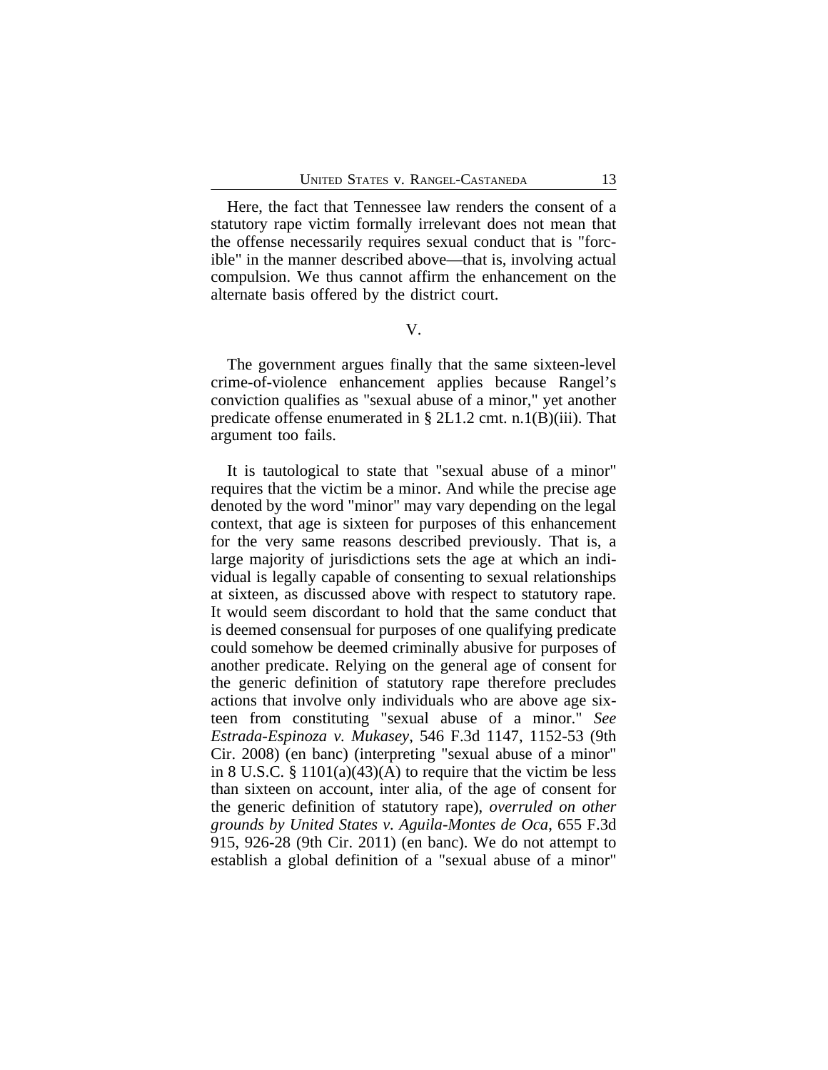Here, the fact that Tennessee law renders the consent of a statutory rape victim formally irrelevant does not mean that the offense necessarily requires sexual conduct that is "forcible" in the manner described above—that is, involving actual compulsion. We thus cannot affirm the enhancement on the alternate basis offered by the district court.

## V.

The government argues finally that the same sixteen-level crime-of-violence enhancement applies because Rangel's conviction qualifies as "sexual abuse of a minor," yet another predicate offense enumerated in § 2L1.2 cmt. n.1(B)(iii). That argument too fails.

It is tautological to state that "sexual abuse of a minor" requires that the victim be a minor. And while the precise age denoted by the word "minor" may vary depending on the legal context, that age is sixteen for purposes of this enhancement for the very same reasons described previously. That is, a large majority of jurisdictions sets the age at which an individual is legally capable of consenting to sexual relationships at sixteen, as discussed above with respect to statutory rape. It would seem discordant to hold that the same conduct that is deemed consensual for purposes of one qualifying predicate could somehow be deemed criminally abusive for purposes of another predicate. Relying on the general age of consent for the generic definition of statutory rape therefore precludes actions that involve only individuals who are above age sixteen from constituting "sexual abuse of a minor." *See Estrada-Espinoza v. Mukasey*, 546 F.3d 1147, 1152-53 (9th Cir. 2008) (en banc) (interpreting "sexual abuse of a minor" in 8 U.S.C. § 1101(a)(43)(A) to require that the victim be less than sixteen on account, inter alia, of the age of consent for the generic definition of statutory rape), *overruled on other grounds by United States v. Aguila-Montes de Oca*, 655 F.3d 915, 926-28 (9th Cir. 2011) (en banc). We do not attempt to establish a global definition of a "sexual abuse of a minor"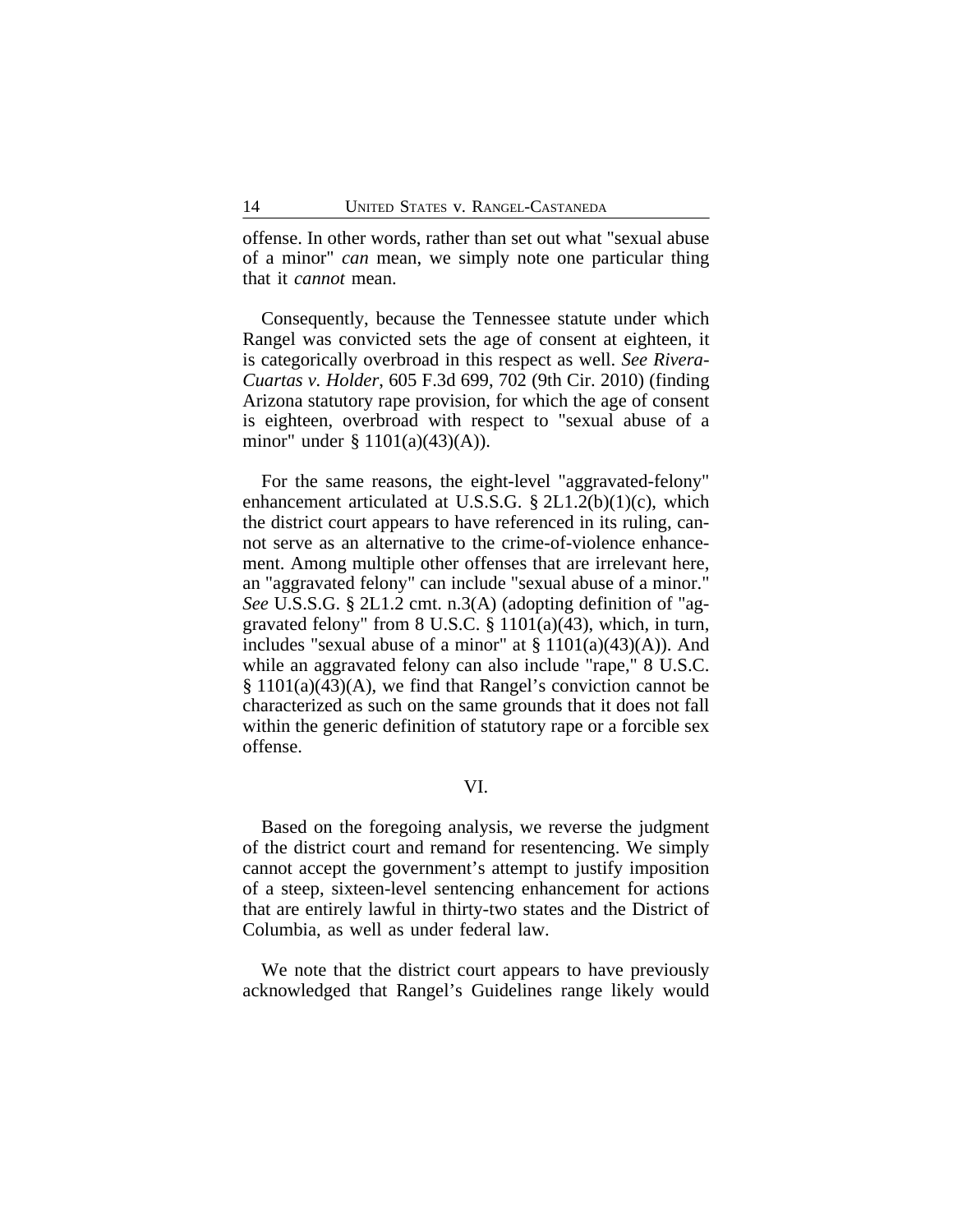offense. In other words, rather than set out what "sexual abuse of a minor" *can* mean, we simply note one particular thing that it *cannot* mean.

Consequently, because the Tennessee statute under which Rangel was convicted sets the age of consent at eighteen, it is categorically overbroad in this respect as well. *See Rivera-Cuartas v. Holder*, 605 F.3d 699, 702 (9th Cir. 2010) (finding Arizona statutory rape provision, for which the age of consent is eighteen, overbroad with respect to "sexual abuse of a minor" under § 1101(a)(43)(A)).

For the same reasons, the eight-level "aggravated-felony" enhancement articulated at U.S.S.G. § 2L1.2(b)(1)(c), which the district court appears to have referenced in its ruling, cannot serve as an alternative to the crime-of-violence enhancement. Among multiple other offenses that are irrelevant here, an "aggravated felony" can include "sexual abuse of a minor." *See* U.S.S.G. § 2L1.2 cmt. n.3(A) (adopting definition of "aggravated felony" from 8 U.S.C. § 1101(a)(43), which, in turn, includes "sexual abuse of a minor" at § 1101(a)(43)(A)). And while an aggravated felony can also include "rape," 8 U.S.C. § 1101(a)(43)(A), we find that Rangel's conviction cannot be characterized as such on the same grounds that it does not fall within the generic definition of statutory rape or a forcible sex offense.

## VI.

Based on the foregoing analysis, we reverse the judgment of the district court and remand for resentencing. We simply cannot accept the government's attempt to justify imposition of a steep, sixteen-level sentencing enhancement for actions that are entirely lawful in thirty-two states and the District of Columbia, as well as under federal law.

We note that the district court appears to have previously acknowledged that Rangel's Guidelines range likely would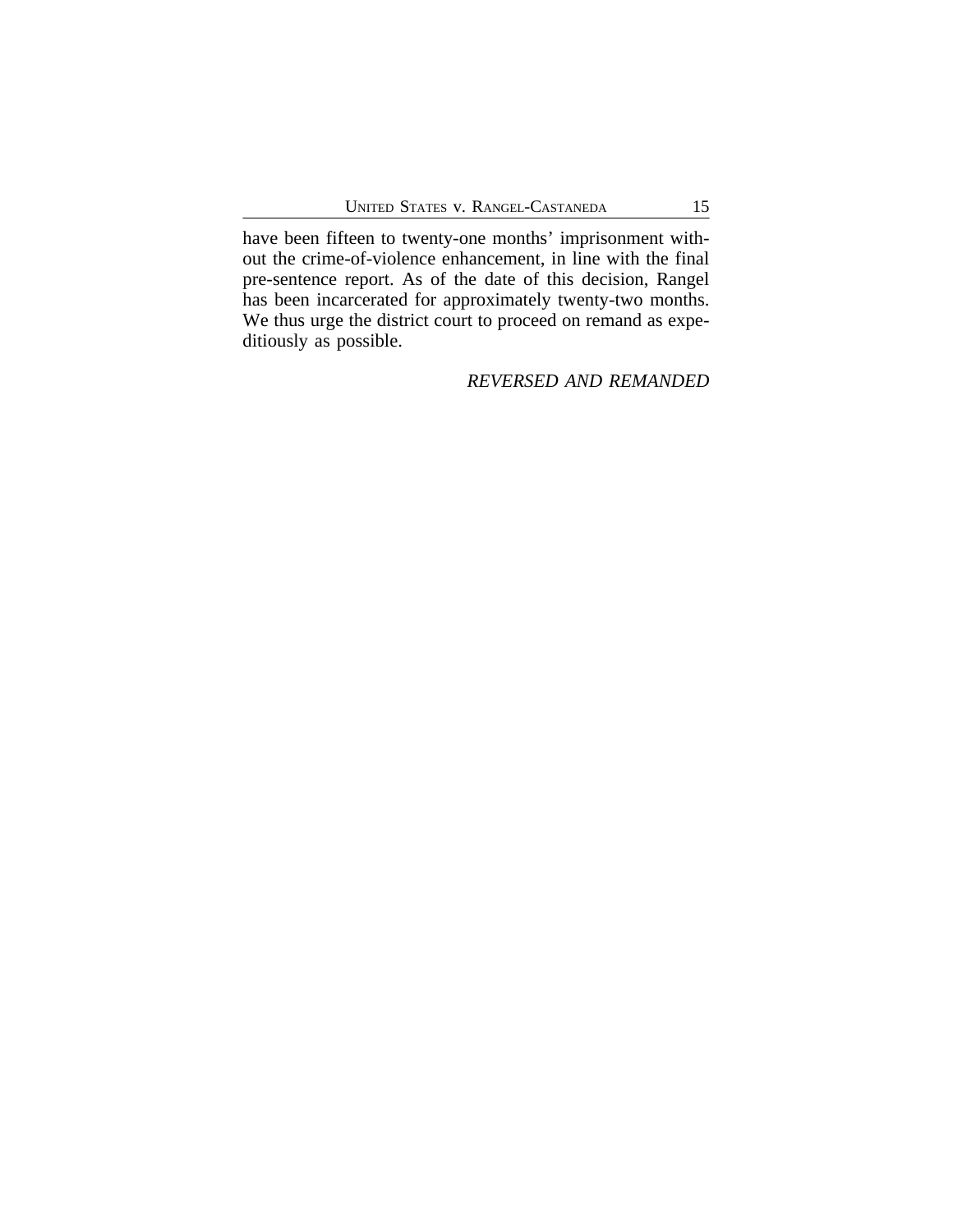have been fifteen to twenty-one months' imprisonment without the crime-of-violence enhancement, in line with the final pre-sentence report. As of the date of this decision, Rangel has been incarcerated for approximately twenty-two months. We thus urge the district court to proceed on remand as expeditiously as possible.

*REVERSED AND REMANDED*